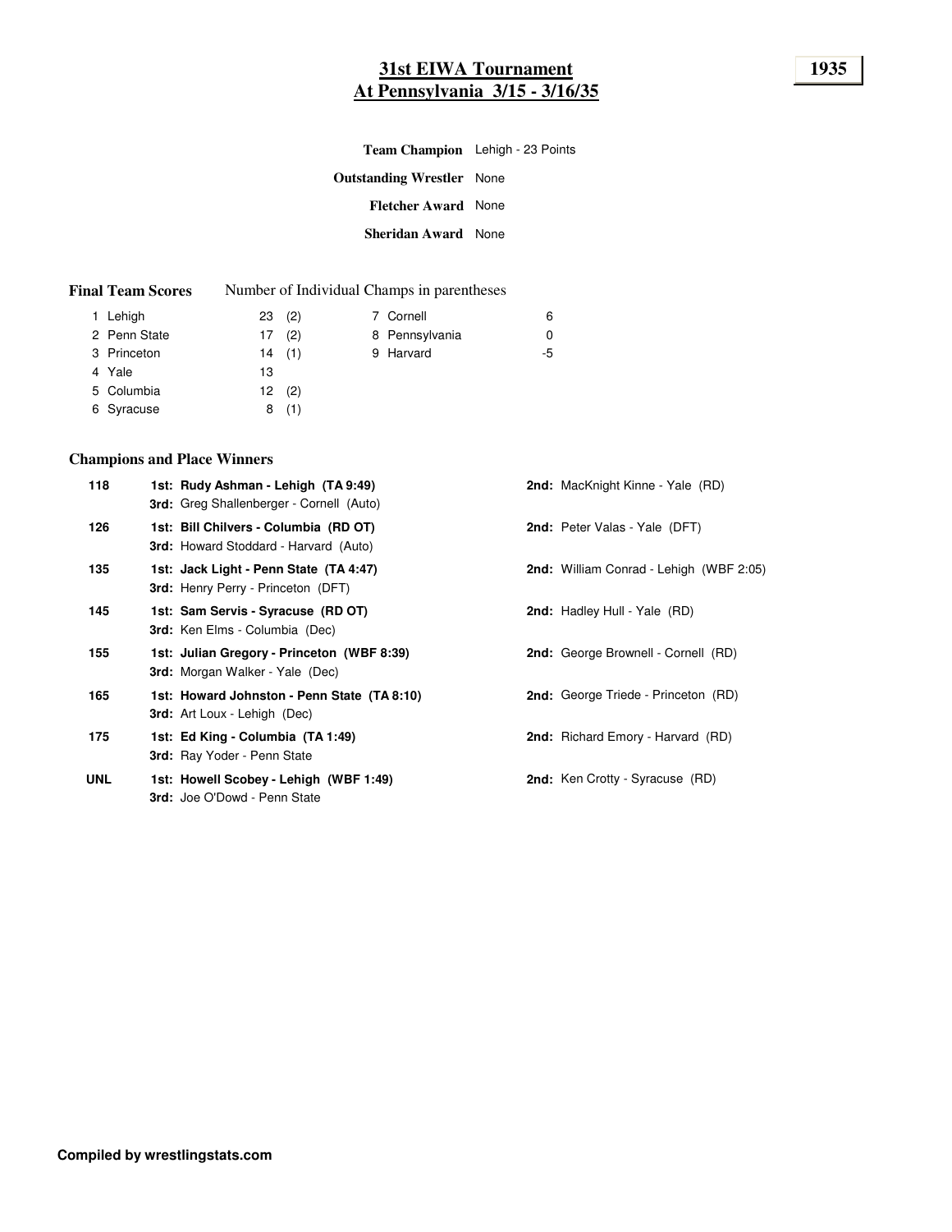# 31st EIWA Tournament
## At Pennsylvania 3/15 - 3/16/35

**1935**

**Team Champion** Lehigh - 23 Points

**Outstanding Wrestler** None

**Fletcher Award** None

**Sheridan Award** None

**Final Team Scores** Number of Individual Champs in parentheses

| | | | | | |
|---|---|---|---|---|---|
| 1 | Lehigh | 23 (2) | 7 | Cornell | 6 |
| 2 | Penn State | 17 (2) | 8 | Pennsylvania | 0 |
| 3 | Princeton | 14 (1) | 9 | Harvard | -5 |
| 4 | Yale | 13 | | | |
| 5 | Columbia | 12 (2) | | | |
| 6 | Syracuse | 8 (1) | | | |

### Champions and Place Winners

| | | |
|---|---|---|
| 118 | **1st: Rudy Ashman - Lehigh (TA 9:49)**<br>**3rd:** Greg Shallenberger - Cornell (Auto) | **2nd:** MacKnight Kinne - Yale (RD) |
| 126 | **1st: Bill Chilvers - Columbia (RD OT)**<br>**3rd:** Howard Stoddard - Harvard (Auto) | **2nd:** Peter Valas - Yale (DFT) |
| 135 | **1st: Jack Light - Penn State (TA 4:47)**<br>**3rd:** Henry Perry - Princeton (DFT) | **2nd:** William Conrad - Lehigh (WBF 2:05) |
| 145 | **1st: Sam Servis - Syracuse (RD OT)**<br>**3rd:** Ken Elms - Columbia (Dec) | **2nd:** Hadley Hull - Yale (RD) |
| 155 | **1st: Julian Gregory - Princeton (WBF 8:39)**<br>**3rd:** Morgan Walker - Yale (Dec) | **2nd:** George Brownell - Cornell (RD) |
| 165 | **1st: Howard Johnston - Penn State (TA 8:10)**<br>**3rd:** Art Loux - Lehigh (Dec) | **2nd:** George Triede - Princeton (RD) |
| 175 | **1st: Ed King - Columbia (TA 1:49)**<br>**3rd:** Ray Yoder - Penn State | **2nd:** Richard Emory - Harvard (RD) |
| UNL | **1st: Howell Scobey - Lehigh (WBF 1:49)**<br>**3rd:** Joe O'Dowd - Penn State | **2nd:** Ken Crotty - Syracuse (RD) |

**Compiled by wrestlingstats.com**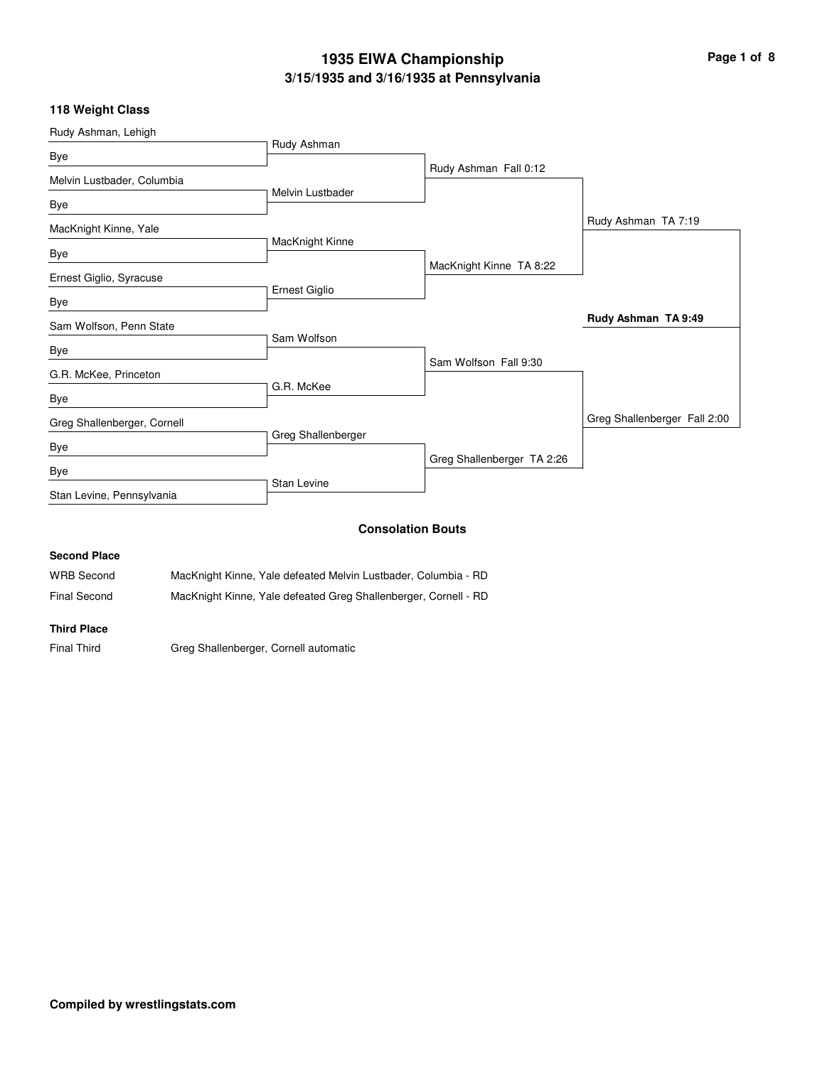# 1935 EIWA Championship

## 3/15/1935 and 3/16/1935 at Pennsylvania

### 118 Weight Class

**First Round**

- Rudy Ashman, Lehigh vs. Bye — Rudy Ashman
- Melvin Lustbader, Columbia vs. Bye — Melvin Lustbader
- MacKnight Kinne, Yale vs. Bye — MacKnight Kinne
- Ernest Giglio, Syracuse vs. Bye — Ernest Giglio
- Sam Wolfson, Penn State vs. Bye — Sam Wolfson
- G.R. McKee, Princeton vs. Bye — G.R. McKee
- Greg Shallenberger, Cornell vs. Bye — Greg Shallenberger
- Bye vs. Stan Levine, Pennsylvania — Stan Levine

**Quarterfinals**

- Rudy Ashman Fall 0:12
- MacKnight Kinne TA 8:22
- Sam Wolfson Fall 9:30
- Greg Shallenberger TA 2:26

**Semifinals**

- Rudy Ashman TA 7:19
- Greg Shallenberger Fall 2:00

**Final**

- **Rudy Ashman TA 9:49**

### Consolation Bouts

**Second Place**

WRB Second — MacKnight Kinne, Yale defeated Melvin Lustbader, Columbia - RD

Final Second — MacKnight Kinne, Yale defeated Greg Shallenberger, Cornell - RD

**Third Place**

Final Third — Greg Shallenberger, Cornell automatic

**Compiled by wrestlingstats.com**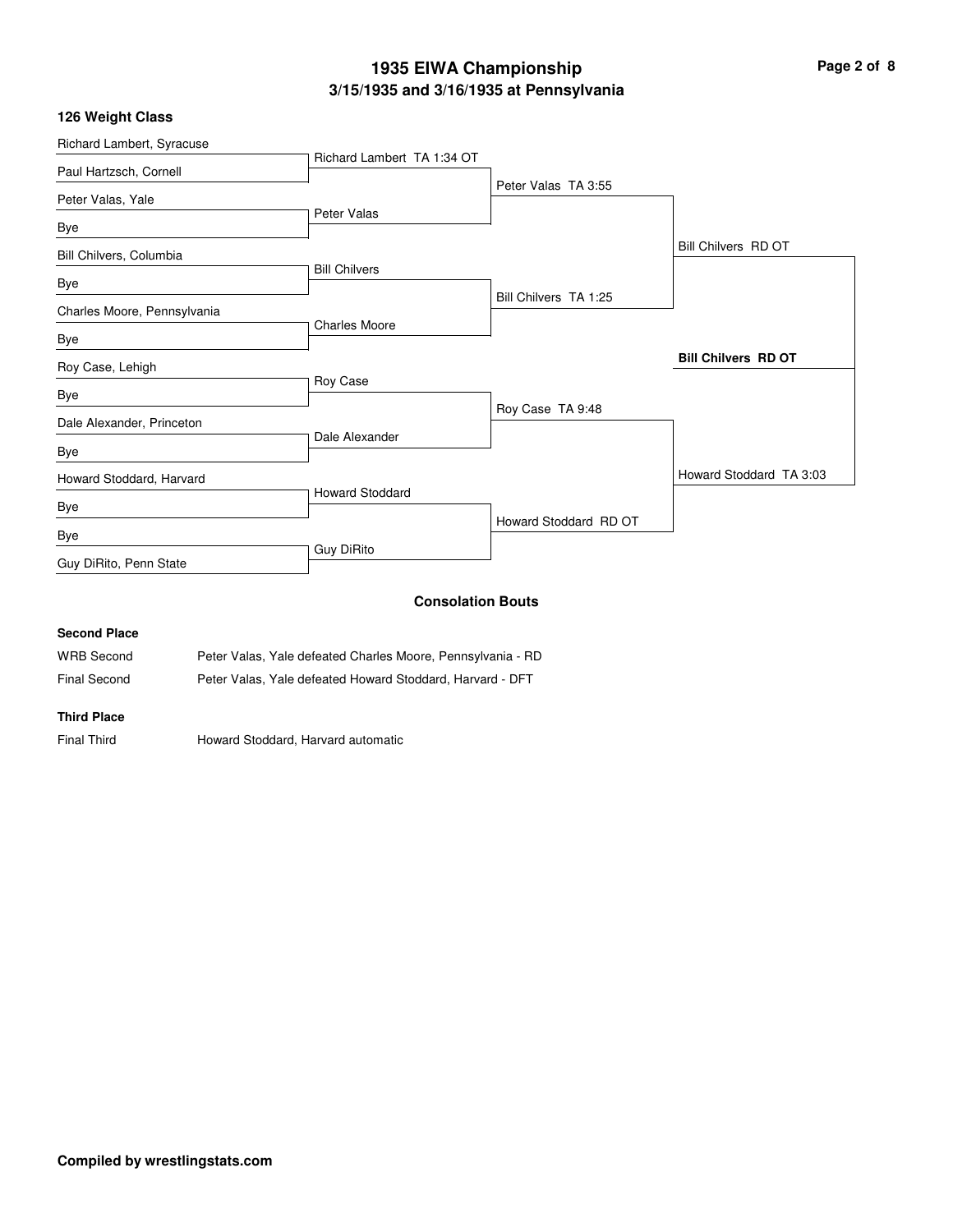# 1935 EIWA Championship

## 3/15/1935 and 3/16/1935 at Pennsylvania

### 126 Weight Class

Richard Lambert, Syracuse

Paul Hartzsch, Cornell

Peter Valas, Yale

Bye

Bill Chilvers, Columbia

Bye

Charles Moore, Pennsylvania

Bye

Roy Case, Lehigh

Bye

Dale Alexander, Princeton

Bye

Howard Stoddard, Harvard

Bye

Bye

Guy DiRito, Penn State

Richard Lambert TA 1:34 OT

Peter Valas

Bill Chilvers

Charles Moore

Roy Case

Dale Alexander

Howard Stoddard

Guy DiRito

Peter Valas TA 3:55

Bill Chilvers TA 1:25

Roy Case TA 9:48

Howard Stoddard RD OT

Bill Chilvers RD OT

Howard Stoddard TA 3:03

**Bill Chilvers RD OT**

### Consolation Bouts

**Second Place**

| | |
|---|---|
| WRB Second | Peter Valas, Yale defeated Charles Moore, Pennsylvania - RD |
| Final Second | Peter Valas, Yale defeated Howard Stoddard, Harvard - DFT |

**Third Place**

| | |
|---|---|
| Final Third | Howard Stoddard, Harvard automatic |

**Compiled by wrestlingstats.com**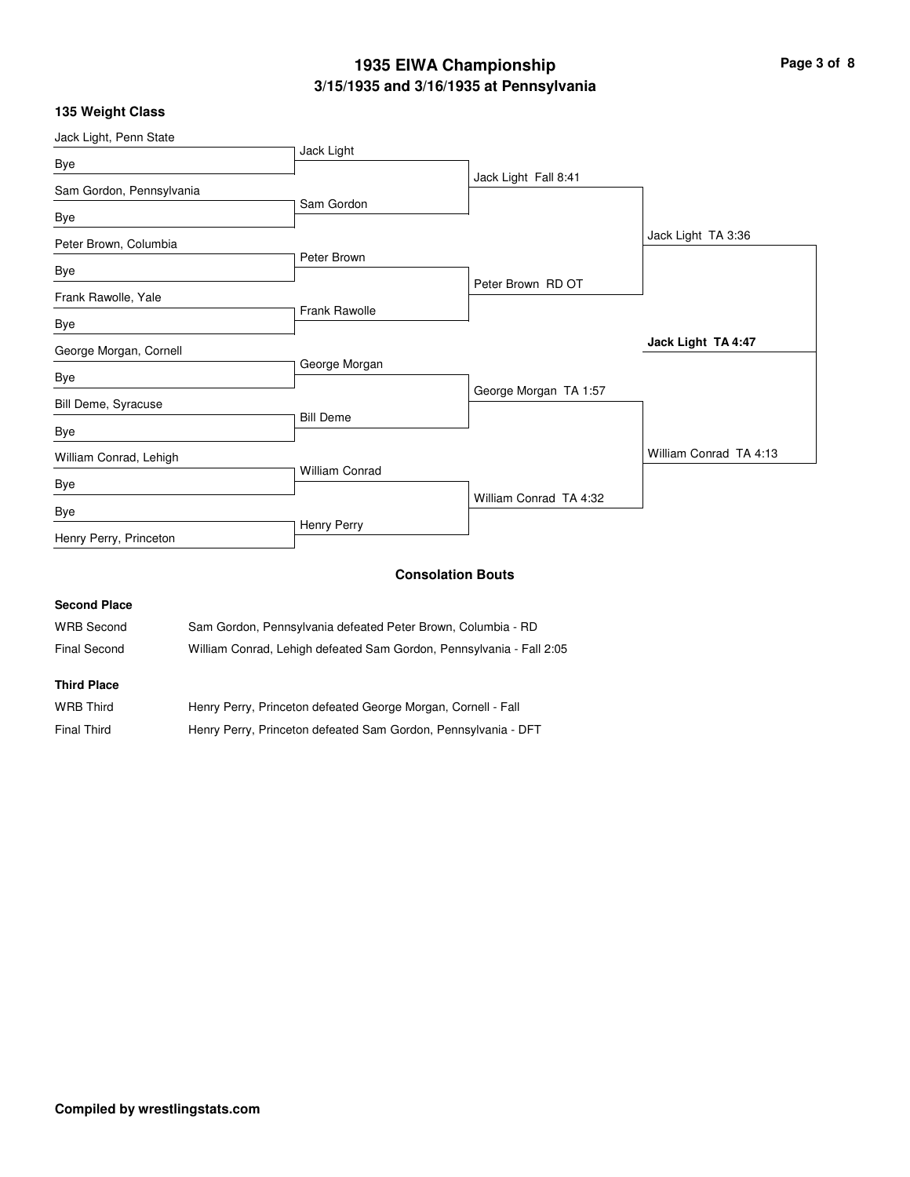# 1935 EIWA Championship

## 3/15/1935 and 3/16/1935 at Pennsylvania

### 135 Weight Class

**First Round**

- Jack Light, Penn State vs. Bye — Jack Light
- Sam Gordon, Pennsylvania vs. Bye — Sam Gordon
- Peter Brown, Columbia vs. Bye — Peter Brown
- Frank Rawolle, Yale vs. Bye — Frank Rawolle
- George Morgan, Cornell vs. Bye — George Morgan
- Bill Deme, Syracuse vs. Bye — Bill Deme
- William Conrad, Lehigh vs. Bye — William Conrad
- Bye vs. Henry Perry, Princeton — Henry Perry

**Quarterfinals**

- Jack Light Fall 8:41
- Peter Brown RD OT
- George Morgan TA 1:57
- William Conrad TA 4:32

**Semifinals**

- Jack Light TA 3:36
- William Conrad TA 4:13

**Final**

- **Jack Light TA 4:47**

### Consolation Bouts

**Second Place**

| | |
|---|---|
| WRB Second | Sam Gordon, Pennsylvania defeated Peter Brown, Columbia - RD |
| Final Second | William Conrad, Lehigh defeated Sam Gordon, Pennsylvania - Fall 2:05 |

**Third Place**

| | |
|---|---|
| WRB Third | Henry Perry, Princeton defeated George Morgan, Cornell - Fall |
| Final Third | Henry Perry, Princeton defeated Sam Gordon, Pennsylvania - DFT |

**Compiled by wrestlingstats.com**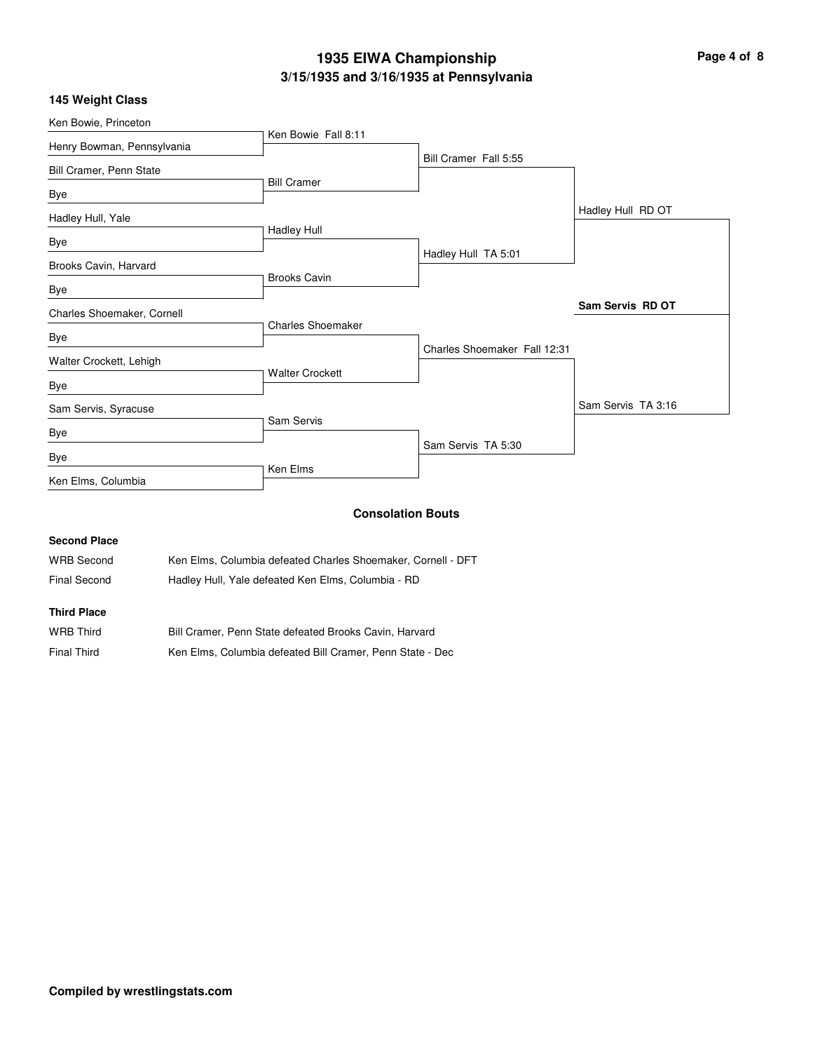# 1935 EIWA Championship

## 3/15/1935 and 3/16/1935 at Pennsylvania

### 145 Weight Class

Ken Bowie, Princeton
Henry Bowman, Pennsylvania
Ken Bowie Fall 8:11

Bill Cramer, Penn State
Bye
Bill Cramer

Bill Cramer Fall 5:55

Hadley Hull, Yale
Bye
Hadley Hull

Brooks Cavin, Harvard
Bye
Brooks Cavin

Hadley Hull TA 5:01

Hadley Hull RD OT

Charles Shoemaker, Cornell
Bye
Charles Shoemaker

Walter Crockett, Lehigh
Bye
Walter Crockett

Charles Shoemaker Fall 12:31

Sam Servis, Syracuse
Bye
Sam Servis

Bye
Ken Elms, Columbia
Ken Elms

Sam Servis TA 5:30

Sam Servis TA 3:16

**Sam Servis RD OT**

### Consolation Bouts

**Second Place**

| | |
|---|---|
| WRB Second | Ken Elms, Columbia defeated Charles Shoemaker, Cornell - DFT |
| Final Second | Hadley Hull, Yale defeated Ken Elms, Columbia - RD |

**Third Place**

| | |
|---|---|
| WRB Third | Bill Cramer, Penn State defeated Brooks Cavin, Harvard |
| Final Third | Ken Elms, Columbia defeated Bill Cramer, Penn State - Dec |

**Compiled by wrestlingstats.com**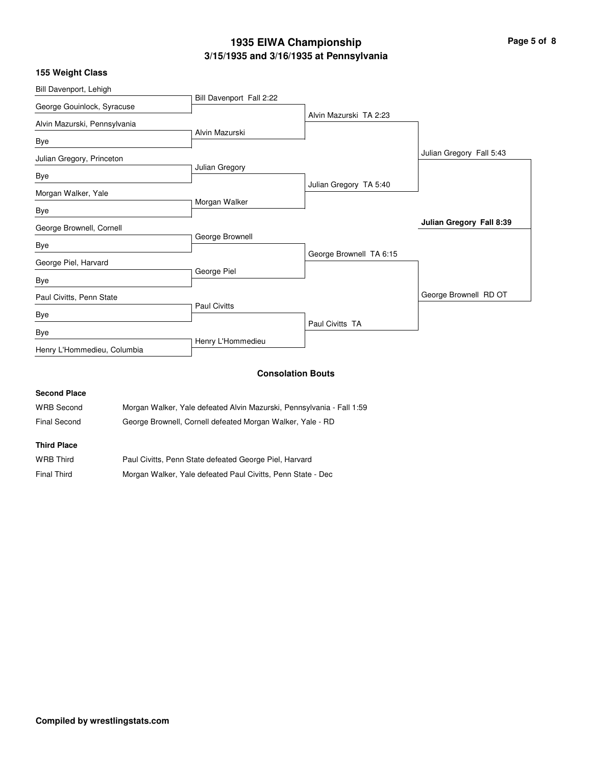# 1935 EIWA Championship

## 3/15/1935 and 3/16/1935 at Pennsylvania

### 155 Weight Class

**First Round**

- Bill Davenport, Lehigh vs. George Gouinlock, Syracuse — Bill Davenport Fall 2:22
- Alvin Mazurski, Pennsylvania vs. Bye — Alvin Mazurski
- Julian Gregory, Princeton vs. Bye — Julian Gregory
- Morgan Walker, Yale vs. Bye — Morgan Walker
- George Brownell, Cornell vs. Bye — George Brownell
- George Piel, Harvard vs. Bye — George Piel
- Paul Civitts, Penn State vs. Bye — Paul Civitts
- Bye vs. Henry L'Hommedieu, Columbia — Henry L'Hommedieu

**Quarterfinals**

- Alvin Mazurski TA 2:23
- Julian Gregory TA 5:40
- George Brownell TA 6:15
- Paul Civitts TA

**Semifinals**

- Julian Gregory Fall 5:43
- George Brownell RD OT

**Final**

**Julian Gregory Fall 8:39**

### Consolation Bouts

**Second Place**

| | |
|---|---|
| WRB Second | Morgan Walker, Yale defeated Alvin Mazurski, Pennsylvania - Fall 1:59 |
| Final Second | George Brownell, Cornell defeated Morgan Walker, Yale - RD |

**Third Place**

| | |
|---|---|
| WRB Third | Paul Civitts, Penn State defeated George Piel, Harvard |
| Final Third | Morgan Walker, Yale defeated Paul Civitts, Penn State - Dec |

**Compiled by wrestlingstats.com**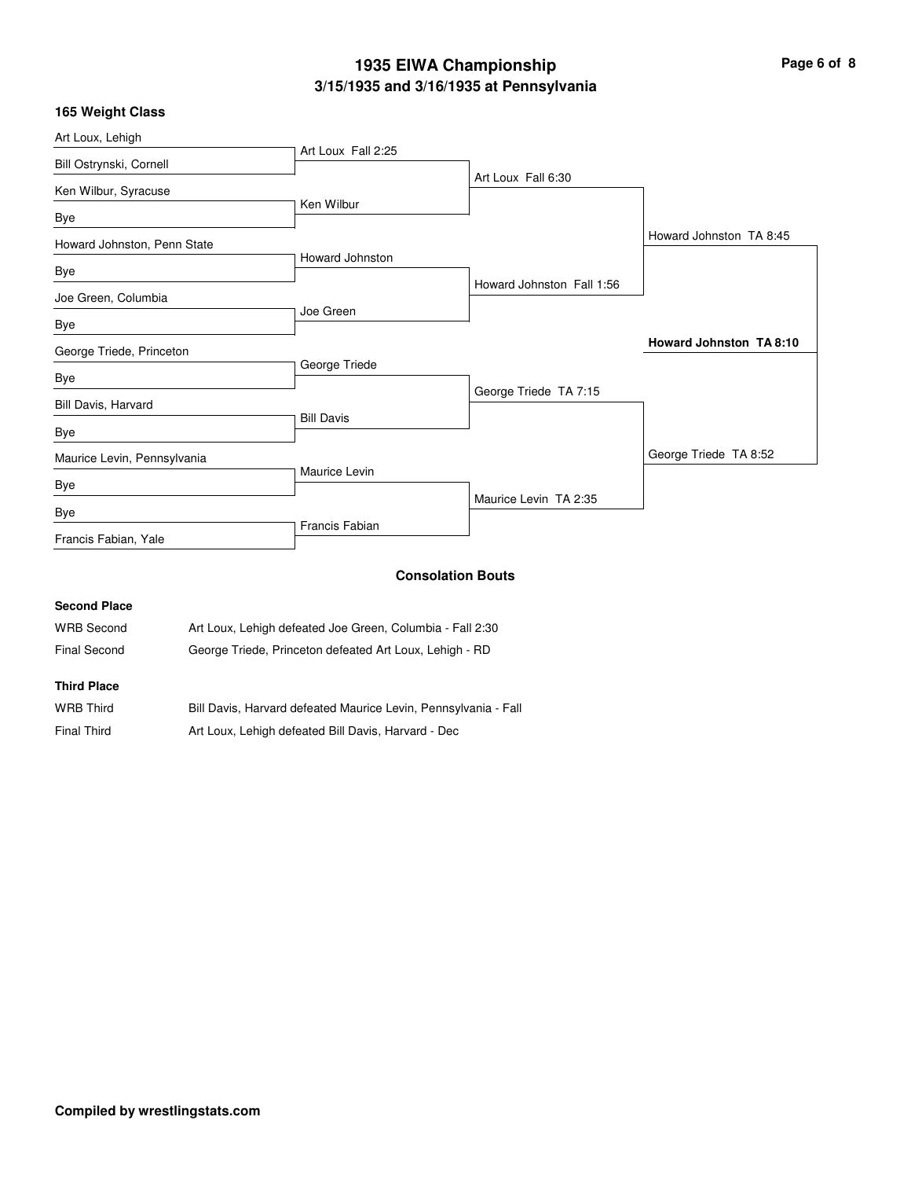# 1935 EIWA Championship

## 3/15/1935 and 3/16/1935 at Pennsylvania

### 165 Weight Class

Art Loux, Lehigh
Bill Ostrynski, Cornell
Ken Wilbur, Syracuse
Bye
Howard Johnston, Penn State
Bye
Joe Green, Columbia
Bye
George Triede, Princeton
Bye
Bill Davis, Harvard
Bye
Maurice Levin, Pennsylvania
Bye
Bye
Francis Fabian, Yale

Art Loux Fall 2:25
Ken Wilbur
Howard Johnston
Joe Green
George Triede
Bill Davis
Maurice Levin
Francis Fabian

Art Loux Fall 6:30
Howard Johnston Fall 1:56
George Triede TA 7:15
Maurice Levin TA 2:35

Howard Johnston TA 8:45
George Triede TA 8:52

**Howard Johnston TA 8:10**

### Consolation Bouts

**Second Place**

| | |
|---|---|
| WRB Second | Art Loux, Lehigh defeated Joe Green, Columbia - Fall 2:30 |
| Final Second | George Triede, Princeton defeated Art Loux, Lehigh - RD |

**Third Place**

| | |
|---|---|
| WRB Third | Bill Davis, Harvard defeated Maurice Levin, Pennsylvania - Fall |
| Final Third | Art Loux, Lehigh defeated Bill Davis, Harvard - Dec |

**Compiled by wrestlingstats.com**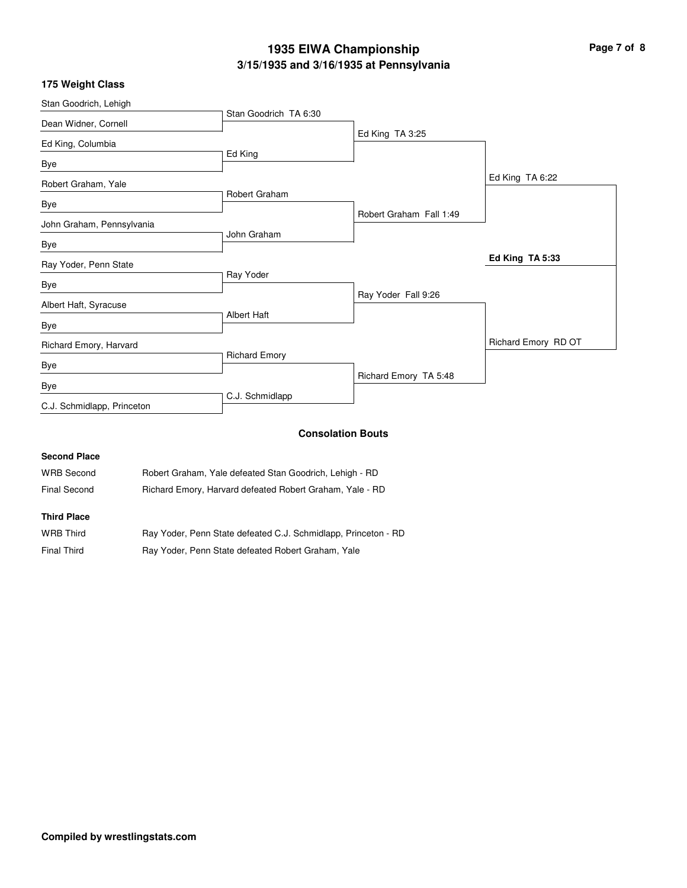# 1935 EIWA Championship
## 3/15/1935 and 3/16/1935 at Pennsylvania

### 175 Weight Class

**First Round**

- Stan Goodrich, Lehigh vs. Dean Widner, Cornell — Stan Goodrich TA 6:30
- Ed King, Columbia vs. Bye — Ed King
- Robert Graham, Yale vs. Bye — Robert Graham
- John Graham, Pennsylvania vs. Bye — John Graham
- Ray Yoder, Penn State vs. Bye — Ray Yoder
- Albert Haft, Syracuse vs. Bye — Albert Haft
- Richard Emory, Harvard vs. Bye — Richard Emory
- Bye vs. C.J. Schmidlapp, Princeton — C.J. Schmidlapp

**Quarterfinals**

- Ed King TA 3:25
- Robert Graham Fall 1:49
- Ray Yoder Fall 9:26
- Richard Emory TA 5:48

**Semifinals**

- Ed King TA 6:22
- Richard Emory RD OT

**Final**

- **Ed King TA 5:33**

### Consolation Bouts

**Second Place**

| | |
|---|---|
| WRB Second | Robert Graham, Yale defeated Stan Goodrich, Lehigh - RD |
| Final Second | Richard Emory, Harvard defeated Robert Graham, Yale - RD |

**Third Place**

| | |
|---|---|
| WRB Third | Ray Yoder, Penn State defeated C.J. Schmidlapp, Princeton - RD |
| Final Third | Ray Yoder, Penn State defeated Robert Graham, Yale |

**Compiled by wrestlingstats.com**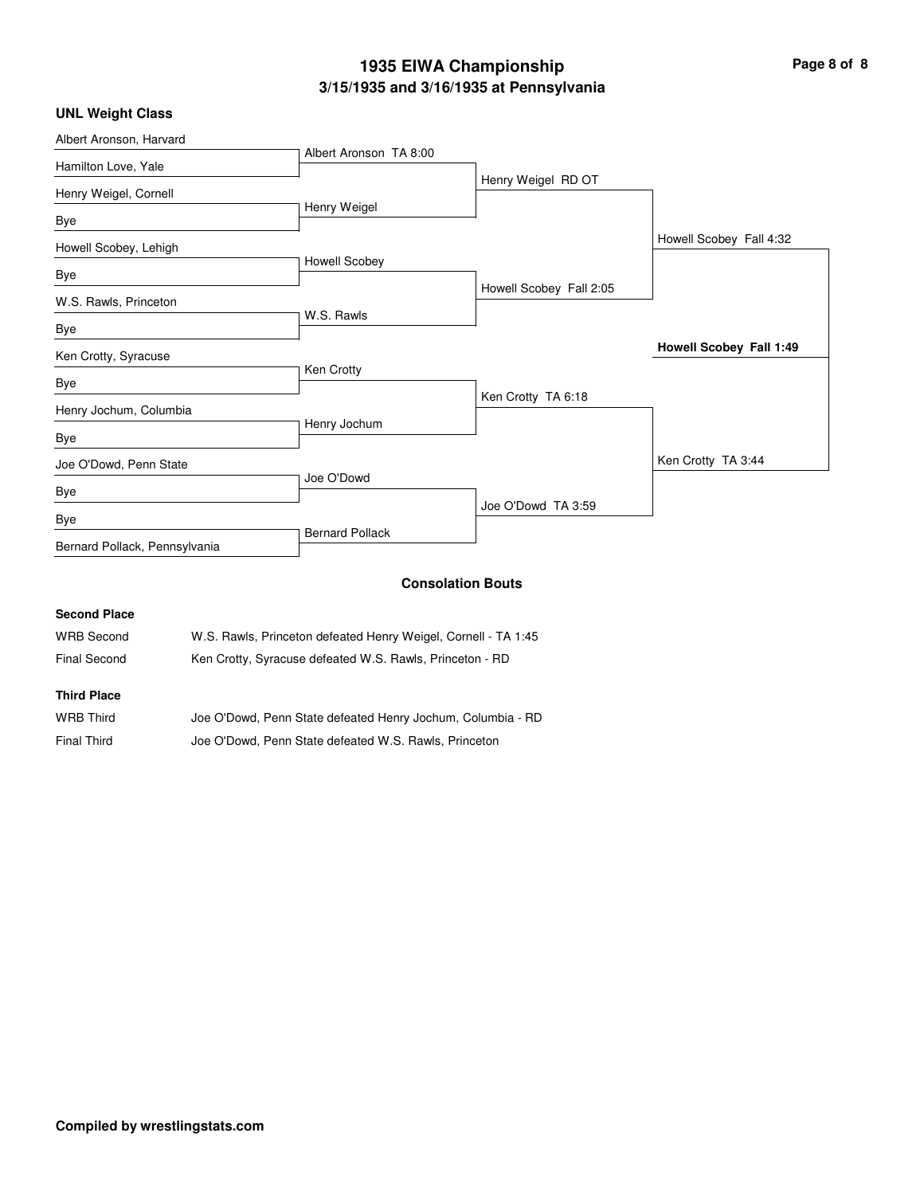# 1935 EIWA Championship

## 3/15/1935 and 3/16/1935 at Pennsylvania

### UNL Weight Class

Albert Aronson, Harvard
Hamilton Love, Yale
Albert Aronson TA 8:00

Henry Weigel, Cornell
Bye
Henry Weigel

Henry Weigel RD OT

Howell Scobey, Lehigh
Bye
Howell Scobey

W.S. Rawls, Princeton
Bye
W.S. Rawls

Howell Scobey Fall 2:05

Howell Scobey Fall 4:32

Ken Crotty, Syracuse
Bye
Ken Crotty

Henry Jochum, Columbia
Bye
Henry Jochum

Ken Crotty TA 6:18

Joe O'Dowd, Penn State
Bye
Joe O'Dowd

Bye
Bernard Pollack, Pennsylvania
Bernard Pollack

Joe O'Dowd TA 3:59

Ken Crotty TA 3:44

**Howell Scobey Fall 1:49**

### Consolation Bouts

**Second Place**

| | |
|---|---|
| WRB Second | W.S. Rawls, Princeton defeated Henry Weigel, Cornell - TA 1:45 |
| Final Second | Ken Crotty, Syracuse defeated W.S. Rawls, Princeton - RD |

**Third Place**

| | |
|---|---|
| WRB Third | Joe O'Dowd, Penn State defeated Henry Jochum, Columbia - RD |
| Final Third | Joe O'Dowd, Penn State defeated W.S. Rawls, Princeton |

**Compiled by wrestlingstats.com**